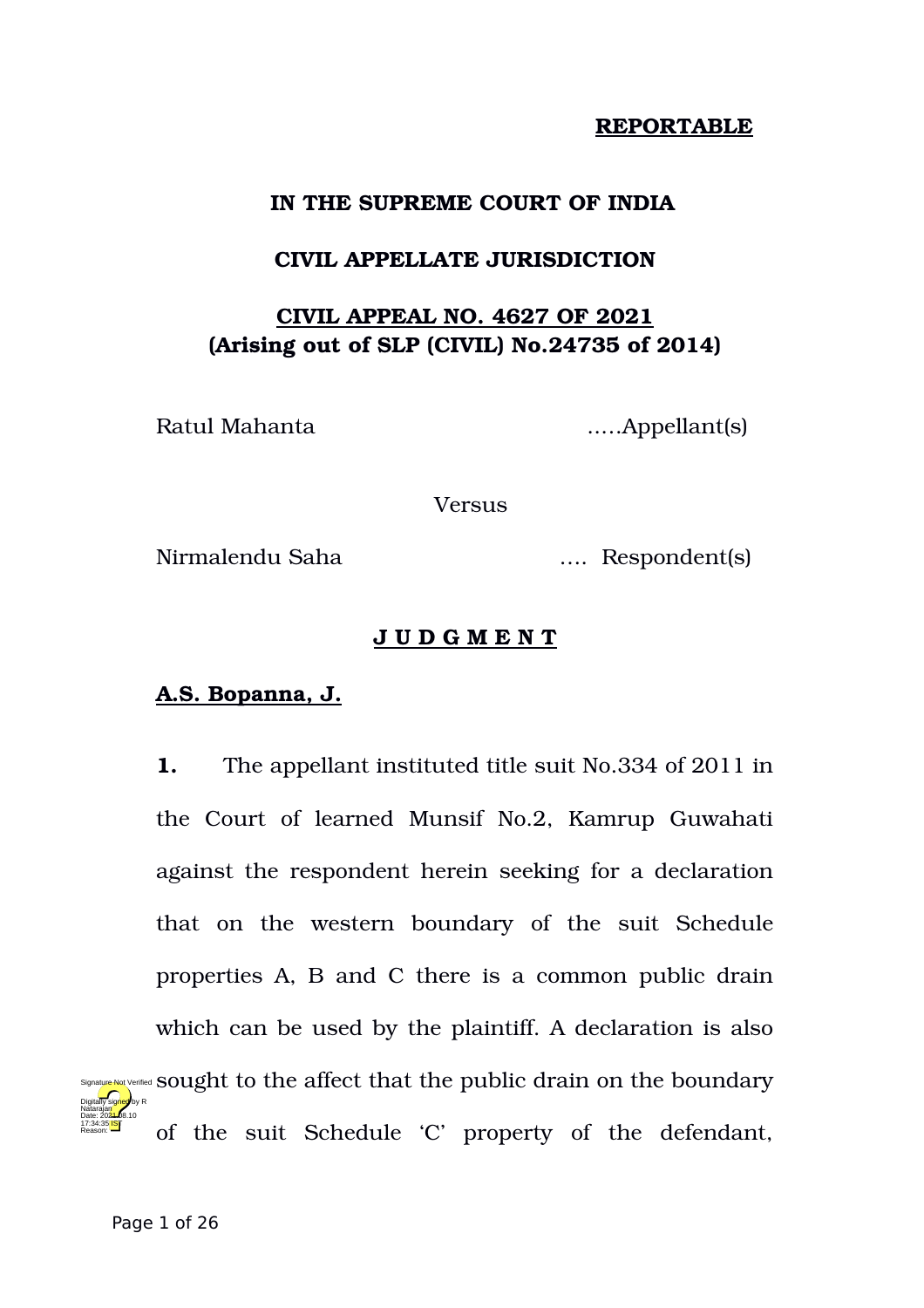**REPORTABLE**

# IN THE SUPREME COURT OF INDIA

## CIVIL APPELLATE JURISDICTION

**CIVIL APPEAL NO. 4627 OF 2021**
**(Arising out of SLP (CIVIL) No.24735 of 2014)**

Ratul Mahanta .....Appellant(s)

Versus

Nirmalendu Saha .... Respondent(s)

**J U D G M E N T**

**A.S. Bopanna, J.**

**1.** The appellant instituted title suit No.334 of 2011 in the Court of learned Munsif No.2, Kamrup Guwahati against the respondent herein seeking for a declaration that on the western boundary of the suit Schedule properties A, B and C there is a common public drain which can be used by the plaintiff. A declaration is also sought to the affect that the public drain on the boundary of the suit Schedule 'C' property of the defendant,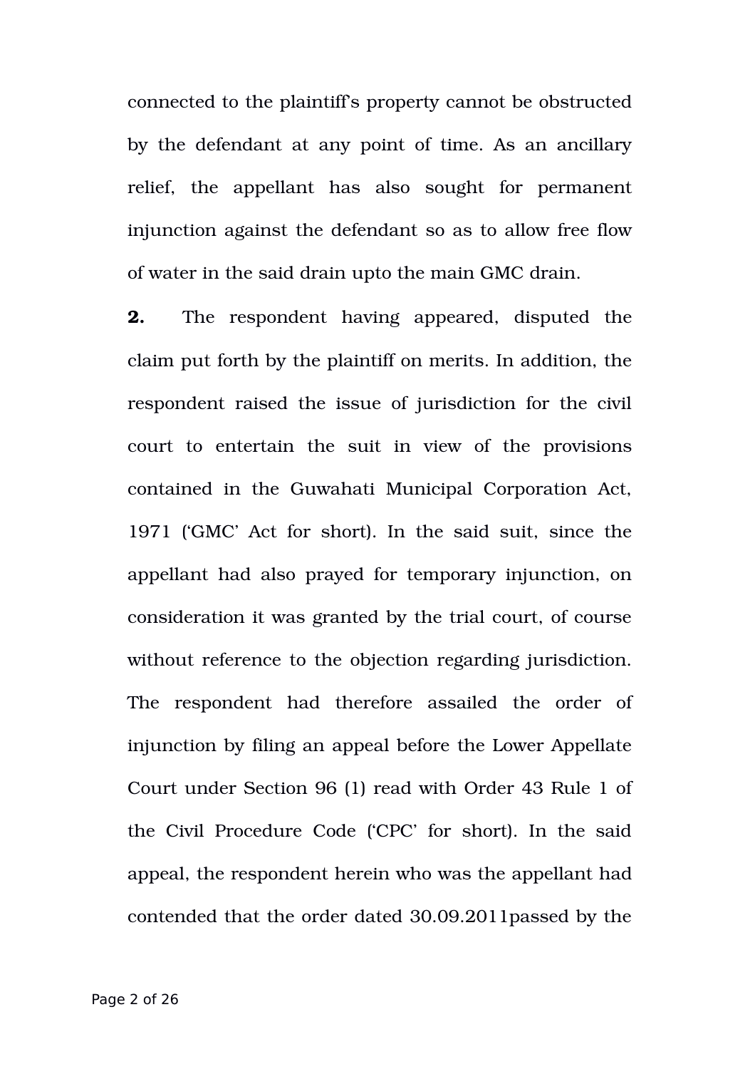connected to the plaintiff's property cannot be obstructed by the defendant at any point of time. As an ancillary relief, the appellant has also sought for permanent injunction against the defendant so as to allow free flow of water in the said drain upto the main GMC drain.

**2.** The respondent having appeared, disputed the claim put forth by the plaintiff on merits. In addition, the respondent raised the issue of jurisdiction for the civil court to entertain the suit in view of the provisions contained in the Guwahati Municipal Corporation Act, 1971 ('GMC' Act for short). In the said suit, since the appellant had also prayed for temporary injunction, on consideration it was granted by the trial court, of course without reference to the objection regarding jurisdiction. The respondent had therefore assailed the order of injunction by filing an appeal before the Lower Appellate Court under Section 96 (1) read with Order 43 Rule 1 of the Civil Procedure Code ('CPC' for short). In the said appeal, the respondent herein who was the appellant had contended that the order dated 30.09.2011passed by the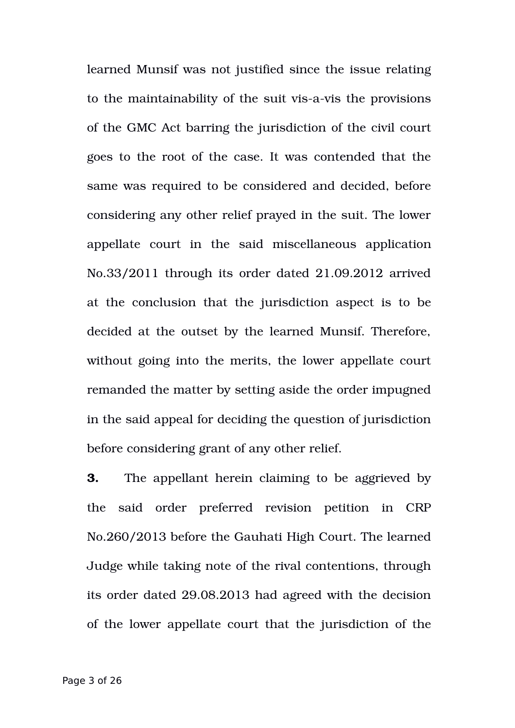learned Munsif was not justified since the issue relating to the maintainability of the suit vis-a-vis the provisions of the GMC Act barring the jurisdiction of the civil court goes to the root of the case. It was contended that the same was required to be considered and decided, before considering any other relief prayed in the suit. The lower appellate court in the said miscellaneous application No.33/2011 through its order dated 21.09.2012 arrived at the conclusion that the jurisdiction aspect is to be decided at the outset by the learned Munsif. Therefore, without going into the merits, the lower appellate court remanded the matter by setting aside the order impugned in the said appeal for deciding the question of jurisdiction before considering grant of any other relief.

**3.** The appellant herein claiming to be aggrieved by the said order preferred revision petition in CRP No.260/2013 before the Gauhati High Court. The learned Judge while taking note of the rival contentions, through its order dated 29.08.2013 had agreed with the decision of the lower appellate court that the jurisdiction of the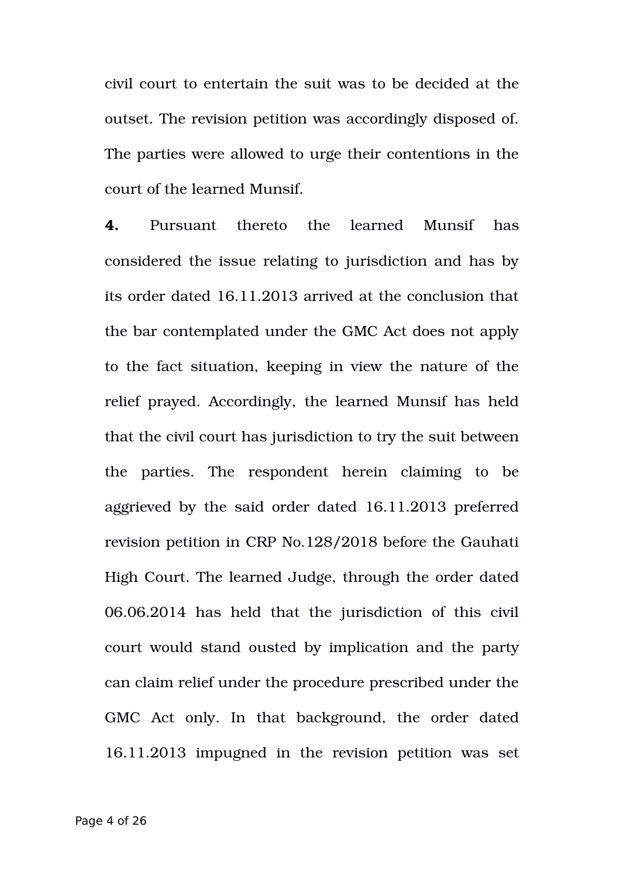civil court to entertain the suit was to be decided at the outset. The revision petition was accordingly disposed of. The parties were allowed to urge their contentions in the court of the learned Munsif.

**4.** Pursuant thereto the learned Munsif has considered the issue relating to jurisdiction and has by its order dated 16.11.2013 arrived at the conclusion that the bar contemplated under the GMC Act does not apply to the fact situation, keeping in view the nature of the relief prayed. Accordingly, the learned Munsif has held that the civil court has jurisdiction to try the suit between the parties. The respondent herein claiming to be aggrieved by the said order dated 16.11.2013 preferred revision petition in CRP No.128/2018 before the Gauhati High Court. The learned Judge, through the order dated 06.06.2014 has held that the jurisdiction of this civil court would stand ousted by implication and the party can claim relief under the procedure prescribed under the GMC Act only. In that background, the order dated 16.11.2013 impugned in the revision petition was set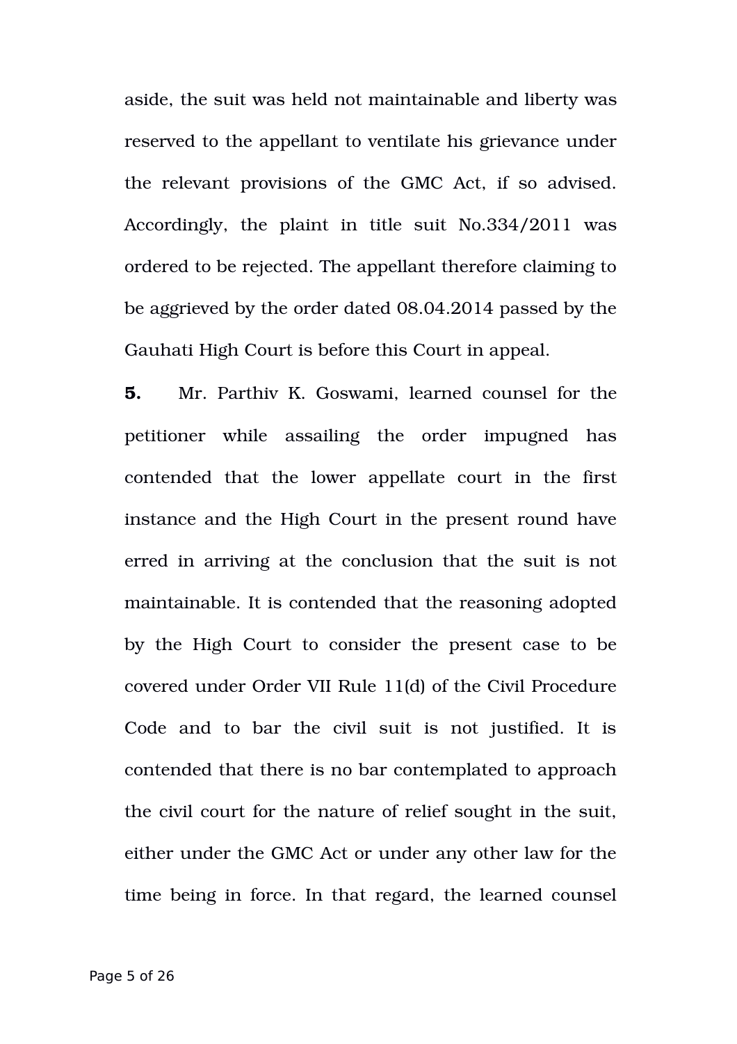aside, the suit was held not maintainable and liberty was reserved to the appellant to ventilate his grievance under the relevant provisions of the GMC Act, if so advised. Accordingly, the plaint in title suit No.334/2011 was ordered to be rejected. The appellant therefore claiming to be aggrieved by the order dated 08.04.2014 passed by the Gauhati High Court is before this Court in appeal.

**5.** Mr. Parthiv K. Goswami, learned counsel for the petitioner while assailing the order impugned has contended that the lower appellate court in the first instance and the High Court in the present round have erred in arriving at the conclusion that the suit is not maintainable. It is contended that the reasoning adopted by the High Court to consider the present case to be covered under Order VII Rule 11(d) of the Civil Procedure Code and to bar the civil suit is not justified. It is contended that there is no bar contemplated to approach the civil court for the nature of relief sought in the suit, either under the GMC Act or under any other law for the time being in force. In that regard, the learned counsel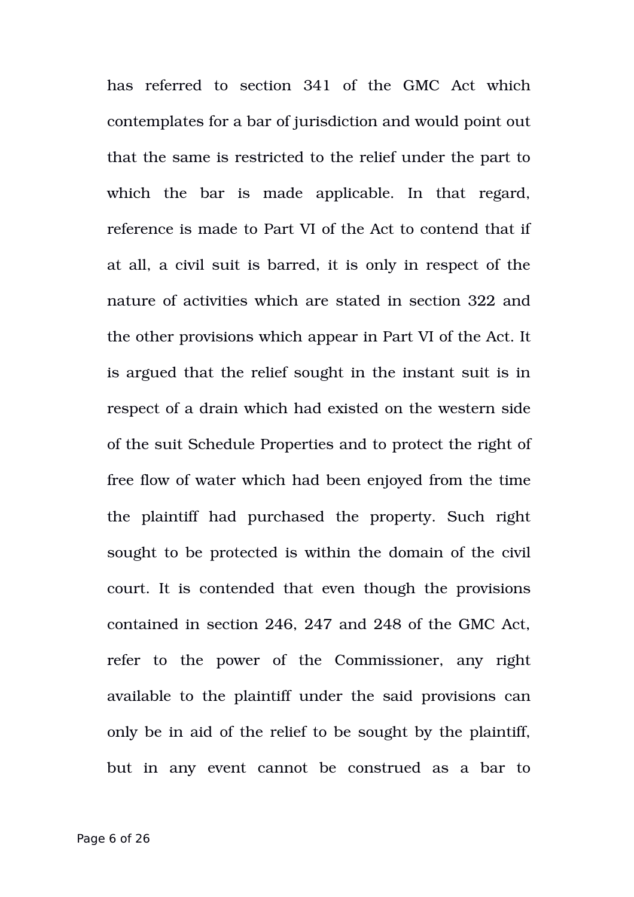has referred to section 341 of the GMC Act which contemplates for a bar of jurisdiction and would point out that the same is restricted to the relief under the part to which the bar is made applicable. In that regard, reference is made to Part VI of the Act to contend that if at all, a civil suit is barred, it is only in respect of the nature of activities which are stated in section 322 and the other provisions which appear in Part VI of the Act. It is argued that the relief sought in the instant suit is in respect of a drain which had existed on the western side of the suit Schedule Properties and to protect the right of free flow of water which had been enjoyed from the time the plaintiff had purchased the property. Such right sought to be protected is within the domain of the civil court. It is contended that even though the provisions contained in section 246, 247 and 248 of the GMC Act, refer to the power of the Commissioner, any right available to the plaintiff under the said provisions can only be in aid of the relief to be sought by the plaintiff, but in any event cannot be construed as a bar to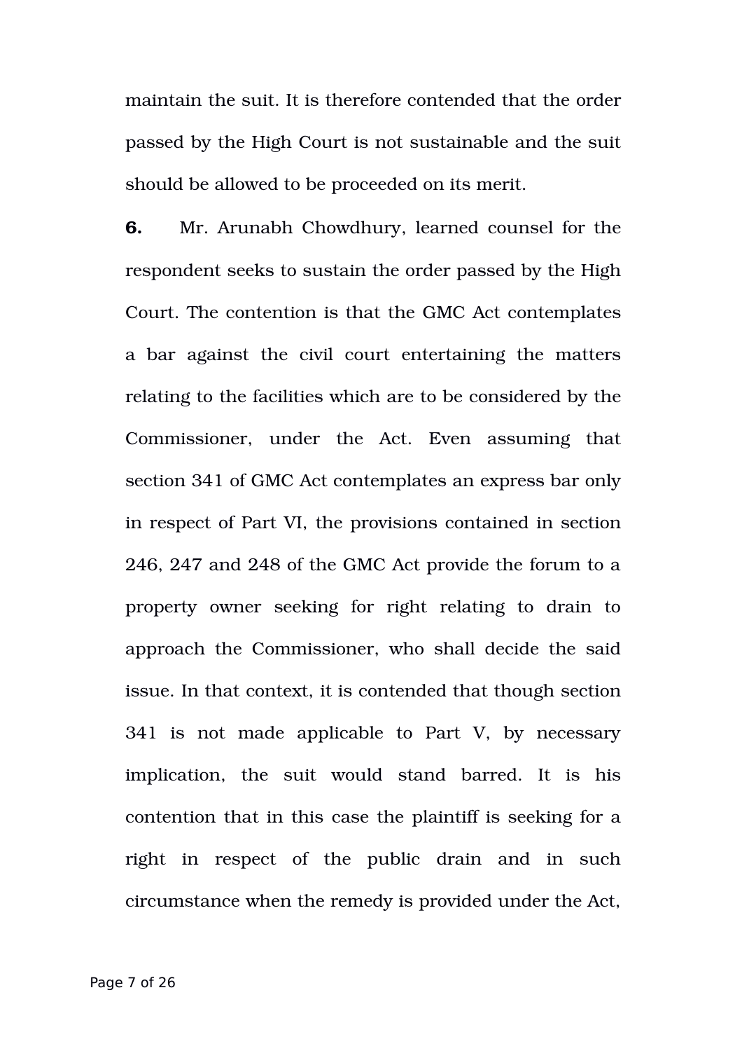maintain the suit. It is therefore contended that the order passed by the High Court is not sustainable and the suit should be allowed to be proceeded on its merit.

**6.** Mr. Arunabh Chowdhury, learned counsel for the respondent seeks to sustain the order passed by the High Court. The contention is that the GMC Act contemplates a bar against the civil court entertaining the matters relating to the facilities which are to be considered by the Commissioner, under the Act. Even assuming that section 341 of GMC Act contemplates an express bar only in respect of Part VI, the provisions contained in section 246, 247 and 248 of the GMC Act provide the forum to a property owner seeking for right relating to drain to approach the Commissioner, who shall decide the said issue. In that context, it is contended that though section 341 is not made applicable to Part V, by necessary implication, the suit would stand barred. It is his contention that in this case the plaintiff is seeking for a right in respect of the public drain and in such circumstance when the remedy is provided under the Act,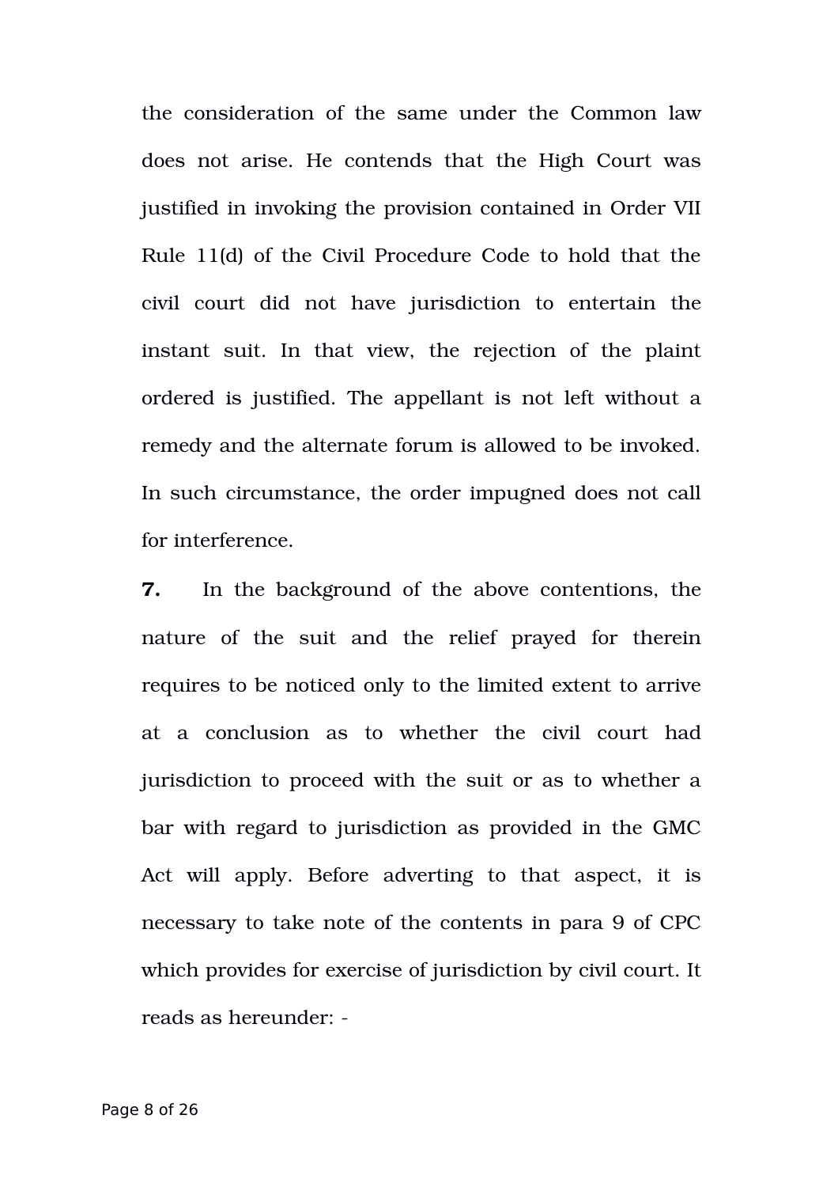the consideration of the same under the Common law does not arise. He contends that the High Court was justified in invoking the provision contained in Order VII Rule 11(d) of the Civil Procedure Code to hold that the civil court did not have jurisdiction to entertain the instant suit. In that view, the rejection of the plaint ordered is justified. The appellant is not left without a remedy and the alternate forum is allowed to be invoked. In such circumstance, the order impugned does not call for interference.

**7.** In the background of the above contentions, the nature of the suit and the relief prayed for therein requires to be noticed only to the limited extent to arrive at a conclusion as to whether the civil court had jurisdiction to proceed with the suit or as to whether a bar with regard to jurisdiction as provided in the GMC Act will apply. Before adverting to that aspect, it is necessary to take note of the contents in para 9 of CPC which provides for exercise of jurisdiction by civil court. It reads as hereunder: -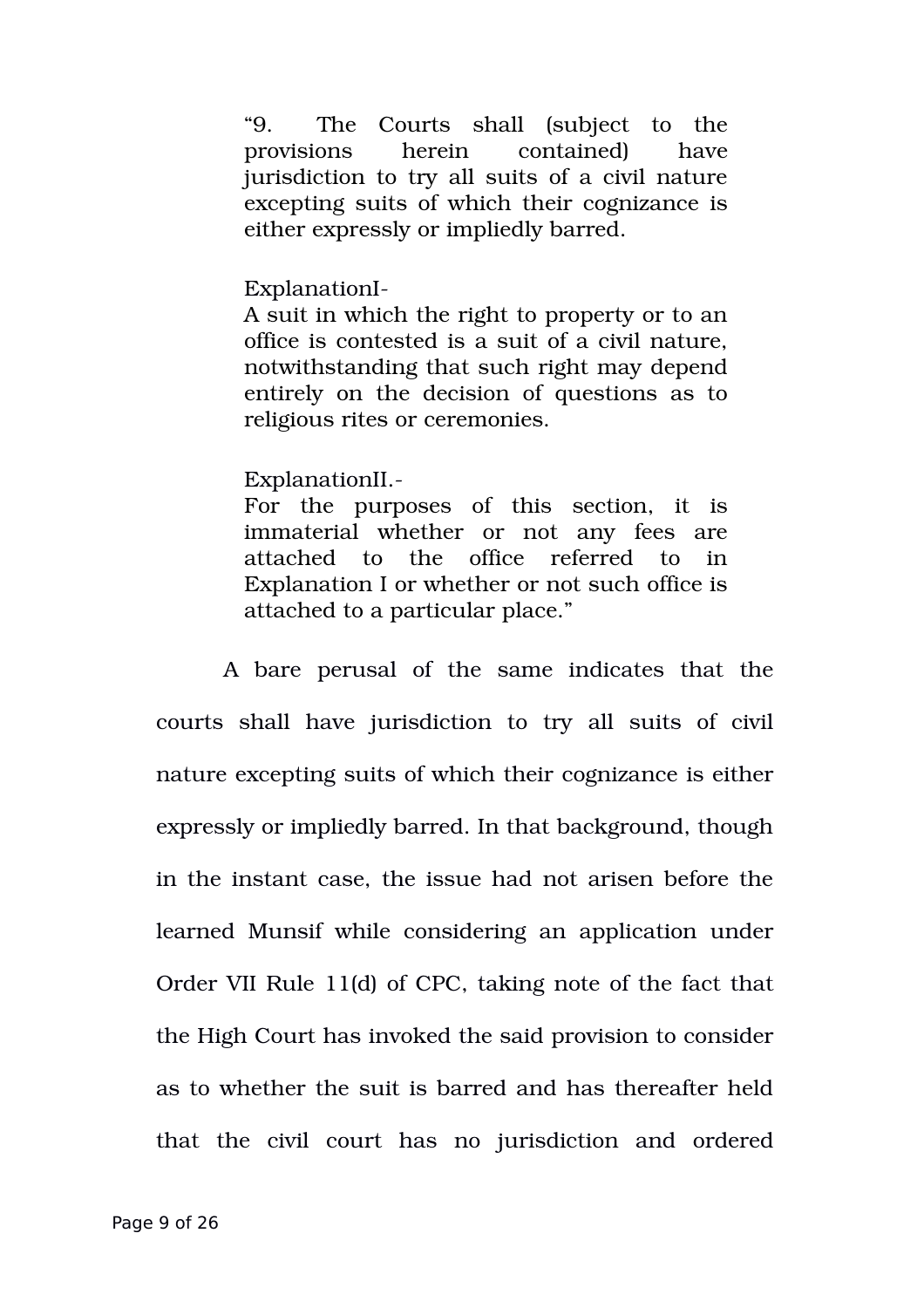> "9. The Courts shall (subject to the provisions herein contained) have jurisdiction to try all suits of a civil nature excepting suits of which their cognizance is either expressly or impliedly barred.
>
> ExplanationI-
> A suit in which the right to property or to an office is contested is a suit of a civil nature, notwithstanding that such right may depend entirely on the decision of questions as to religious rites or ceremonies.
>
> ExplanationII.-
> For the purposes of this section, it is immaterial whether or not any fees are attached to the office referred to in Explanation I or whether or not such office is attached to a particular place."

A bare perusal of the same indicates that the courts shall have jurisdiction to try all suits of civil nature excepting suits of which their cognizance is either expressly or impliedly barred. In that background, though in the instant case, the issue had not arisen before the learned Munsif while considering an application under Order VII Rule 11(d) of CPC, taking note of the fact that the High Court has invoked the said provision to consider as to whether the suit is barred and has thereafter held that the civil court has no jurisdiction and ordered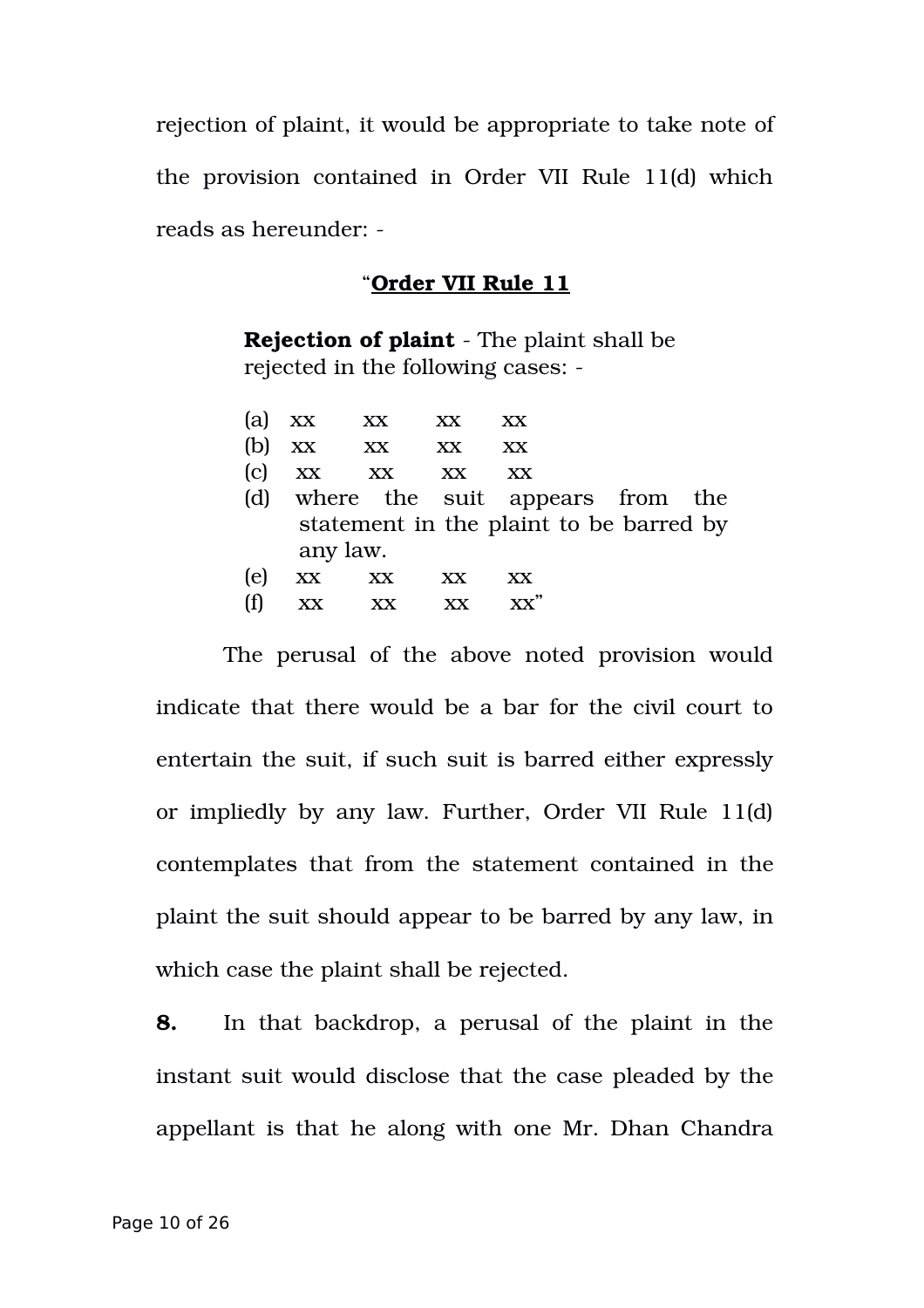rejection of plaint, it would be appropriate to take note of the provision contained in Order VII Rule 11(d) which reads as hereunder: -

> "**<u>Order VII Rule 11</u>**
>
> **Rejection of plaint** - The plaint shall be rejected in the following cases: -
>
> (a) xx xx xx xx
> (b) xx xx xx xx
> (c) xx xx xx xx
> (d) where the suit appears from the statement in the plaint to be barred by any law.
> (e) xx xx xx xx
> (f) xx xx xx xx"

The perusal of the above noted provision would indicate that there would be a bar for the civil court to entertain the suit, if such suit is barred either expressly or impliedly by any law. Further, Order VII Rule 11(d) contemplates that from the statement contained in the plaint the suit should appear to be barred by any law, in which case the plaint shall be rejected.

**8.** In that backdrop, a perusal of the plaint in the instant suit would disclose that the case pleaded by the appellant is that he along with one Mr. Dhan Chandra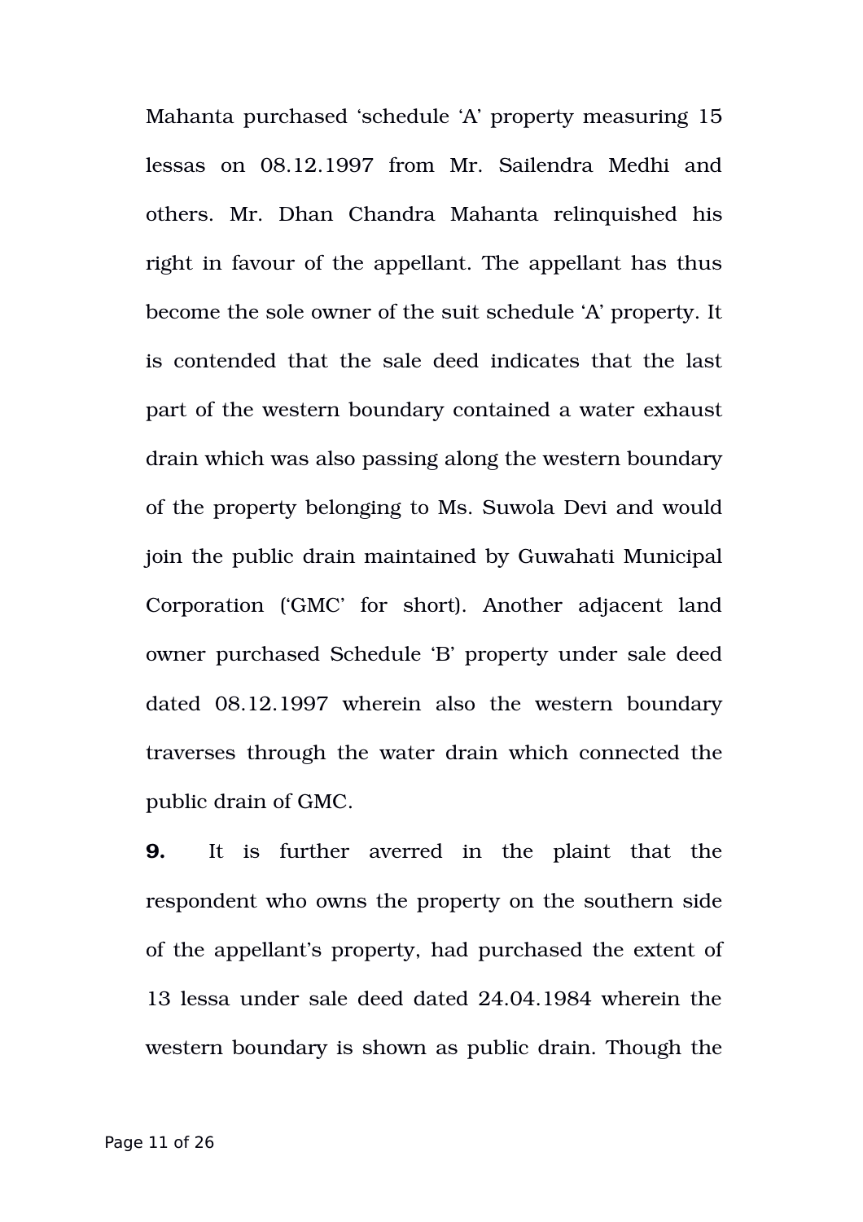Mahanta purchased 'schedule 'A' property measuring 15 lessas on 08.12.1997 from Mr. Sailendra Medhi and others. Mr. Dhan Chandra Mahanta relinquished his right in favour of the appellant. The appellant has thus become the sole owner of the suit schedule 'A' property. It is contended that the sale deed indicates that the last part of the western boundary contained a water exhaust drain which was also passing along the western boundary of the property belonging to Ms. Suwola Devi and would join the public drain maintained by Guwahati Municipal Corporation ('GMC' for short). Another adjacent land owner purchased Schedule 'B' property under sale deed dated 08.12.1997 wherein also the western boundary traverses through the water drain which connected the public drain of GMC.

**9.** It is further averred in the plaint that the respondent who owns the property on the southern side of the appellant's property, had purchased the extent of 13 lessa under sale deed dated 24.04.1984 wherein the western boundary is shown as public drain. Though the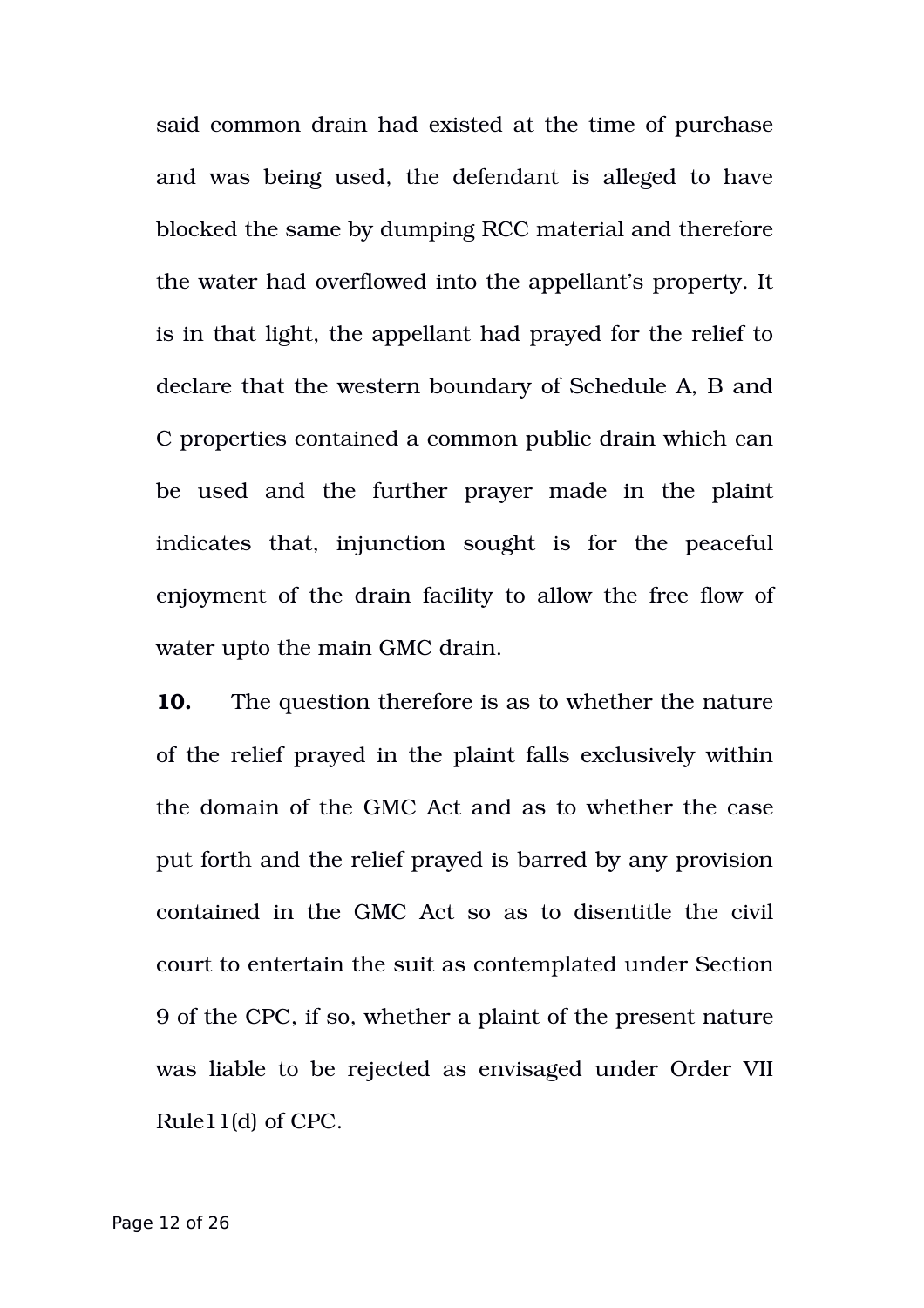said common drain had existed at the time of purchase and was being used, the defendant is alleged to have blocked the same by dumping RCC material and therefore the water had overflowed into the appellant's property. It is in that light, the appellant had prayed for the relief to declare that the western boundary of Schedule A, B and C properties contained a common public drain which can be used and the further prayer made in the plaint indicates that, injunction sought is for the peaceful enjoyment of the drain facility to allow the free flow of water upto the main GMC drain.

**10.** The question therefore is as to whether the nature of the relief prayed in the plaint falls exclusively within the domain of the GMC Act and as to whether the case put forth and the relief prayed is barred by any provision contained in the GMC Act so as to disentitle the civil court to entertain the suit as contemplated under Section 9 of the CPC, if so, whether a plaint of the present nature was liable to be rejected as envisaged under Order VII Rule11(d) of CPC.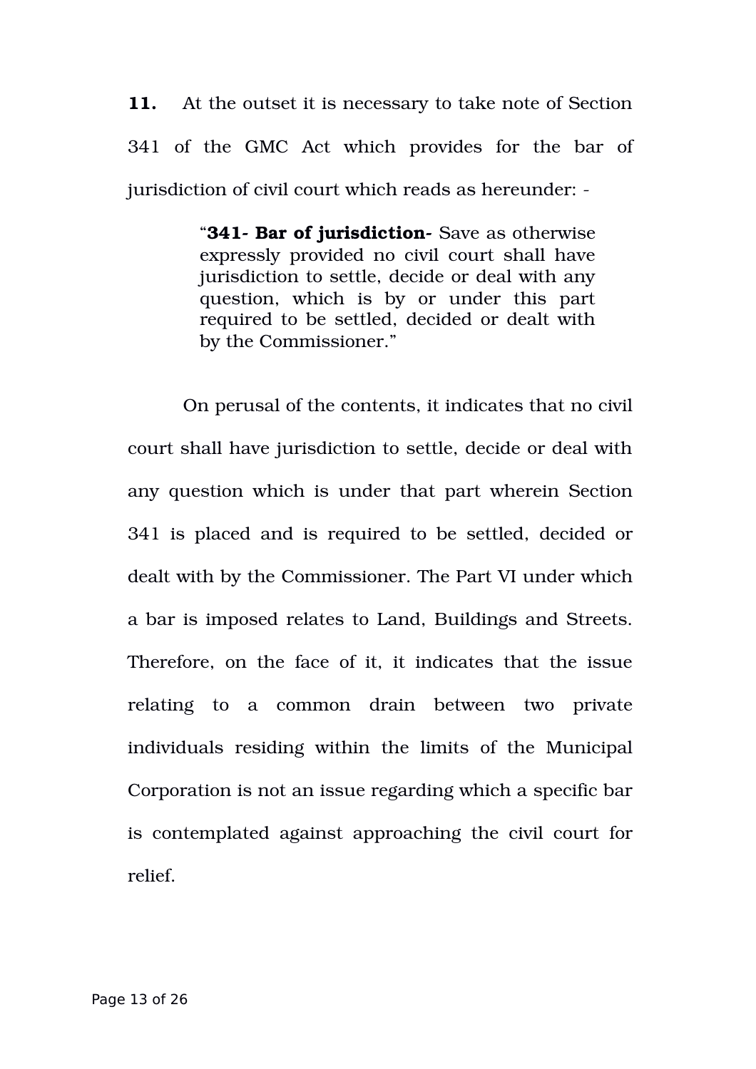**11.** At the outset it is necessary to take note of Section 341 of the GMC Act which provides for the bar of jurisdiction of civil court which reads as hereunder: -

> "**341- Bar of jurisdiction-** Save as otherwise expressly provided no civil court shall have jurisdiction to settle, decide or deal with any question, which is by or under this part required to be settled, decided or dealt with by the Commissioner."

On perusal of the contents, it indicates that no civil court shall have jurisdiction to settle, decide or deal with any question which is under that part wherein Section 341 is placed and is required to be settled, decided or dealt with by the Commissioner. The Part VI under which a bar is imposed relates to Land, Buildings and Streets. Therefore, on the face of it, it indicates that the issue relating to a common drain between two private individuals residing within the limits of the Municipal Corporation is not an issue regarding which a specific bar is contemplated against approaching the civil court for relief.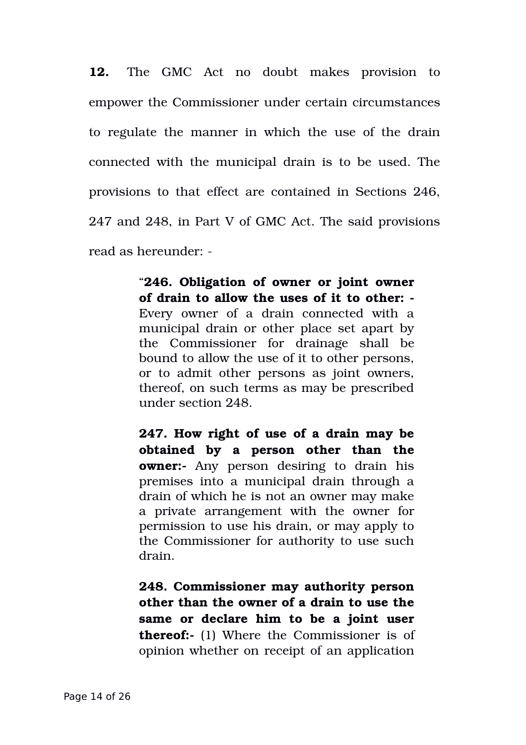**12.** The GMC Act no doubt makes provision to empower the Commissioner under certain circumstances to regulate the manner in which the use of the drain connected with the municipal drain is to be used. The provisions to that effect are contained in Sections 246, 247 and 248, in Part V of GMC Act. The said provisions read as hereunder: -

> "**246. Obligation of owner or joint owner of drain to allow the uses of it to other: -** Every owner of a drain connected with a municipal drain or other place set apart by the Commissioner for drainage shall be bound to allow the use of it to other persons, or to admit other persons as joint owners, thereof, on such terms as may be prescribed under section 248.
>
> **247. How right of use of a drain may be obtained by a person other than the owner:-** Any person desiring to drain his premises into a municipal drain through a drain of which he is not an owner may make a private arrangement with the owner for permission to use his drain, or may apply to the Commissioner for authority to use such drain.
>
> **248. Commissioner may authority person other than the owner of a drain to use the same or declare him to be a joint user thereof:-** (1) Where the Commissioner is of opinion whether on receipt of an application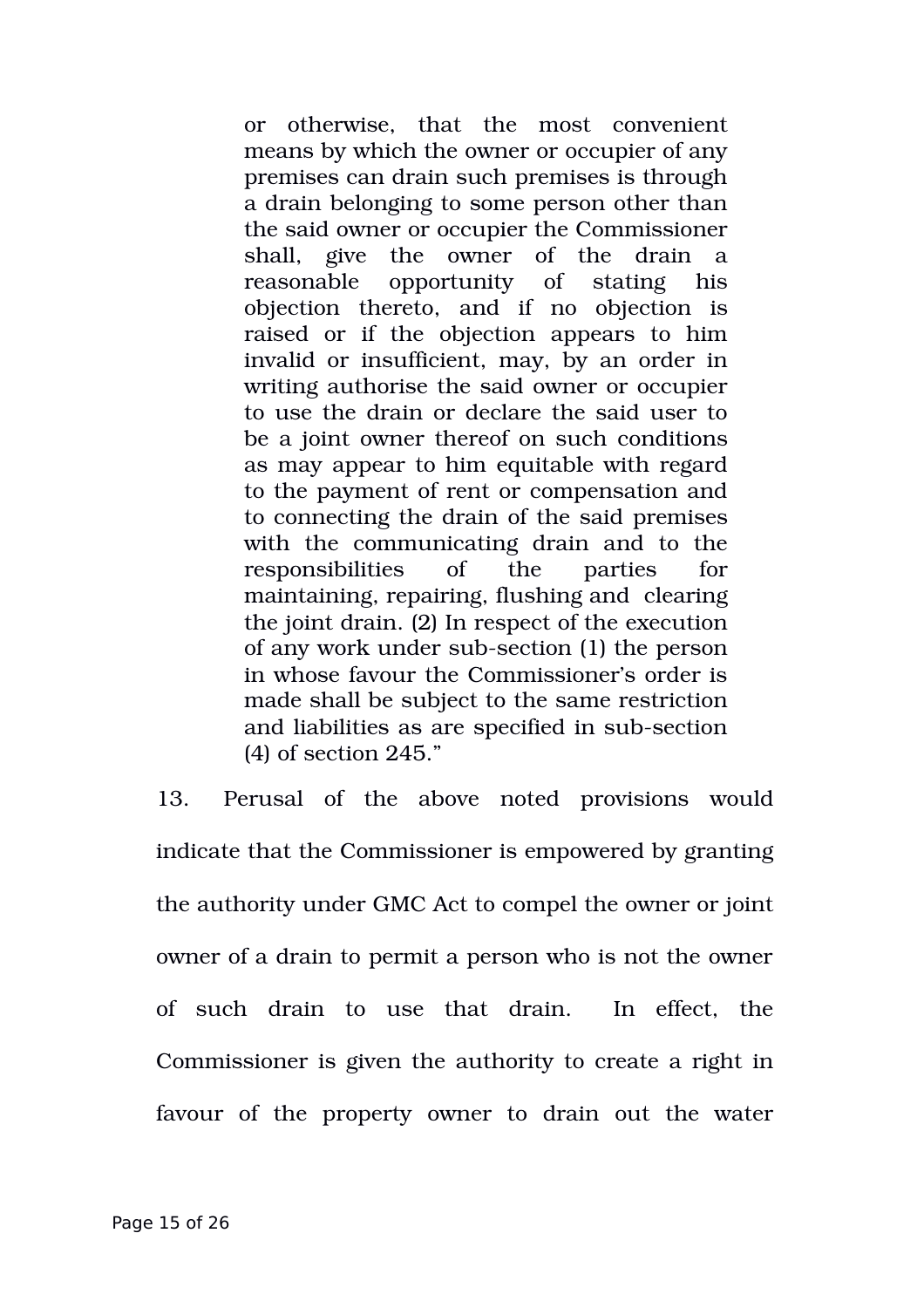> or otherwise, that the most convenient means by which the owner or occupier of any premises can drain such premises is through a drain belonging to some person other than the said owner or occupier the Commissioner shall, give the owner of the drain a reasonable opportunity of stating his objection thereto, and if no objection is raised or if the objection appears to him invalid or insufficient, may, by an order in writing authorise the said owner or occupier to use the drain or declare the said user to be a joint owner thereof on such conditions as may appear to him equitable with regard to the payment of rent or compensation and to connecting the drain of the said premises with the communicating drain and to the responsibilities of the parties for maintaining, repairing, flushing and clearing the joint drain. (2) In respect of the execution of any work under sub-section (1) the person in whose favour the Commissioner's order is made shall be subject to the same restriction and liabilities as are specified in sub-section (4) of section 245."

13. Perusal of the above noted provisions would indicate that the Commissioner is empowered by granting the authority under GMC Act to compel the owner or joint owner of a drain to permit a person who is not the owner of such drain to use that drain. In effect, the Commissioner is given the authority to create a right in favour of the property owner to drain out the water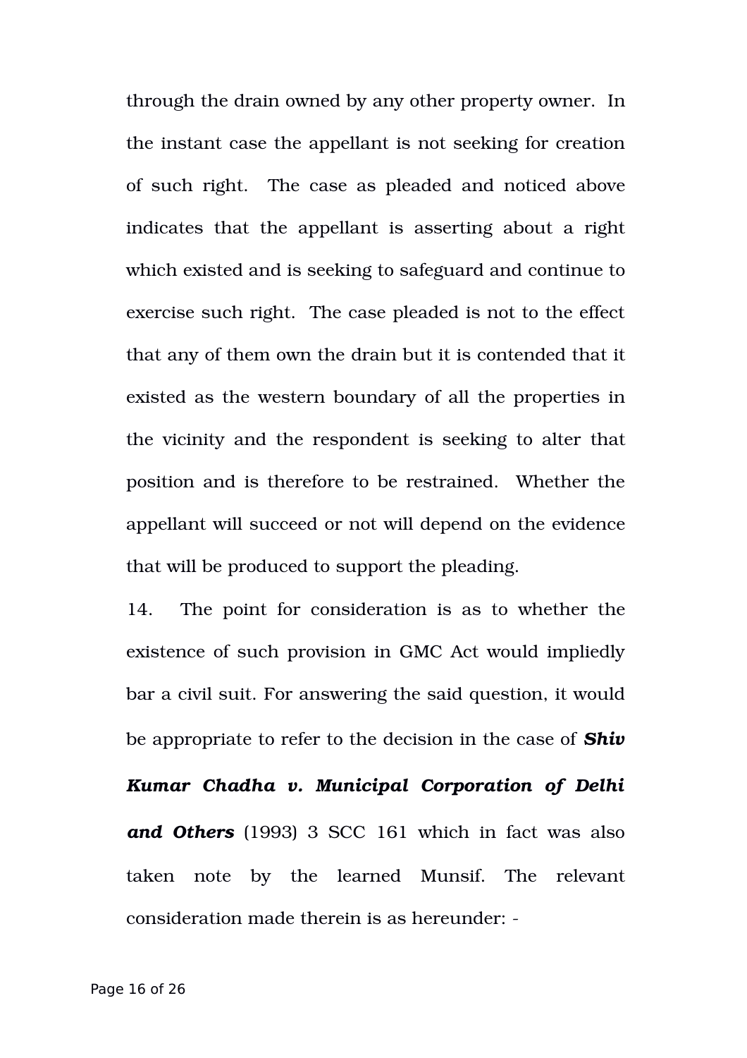through the drain owned by any other property owner. In the instant case the appellant is not seeking for creation of such right. The case as pleaded and noticed above indicates that the appellant is asserting about a right which existed and is seeking to safeguard and continue to exercise such right. The case pleaded is not to the effect that any of them own the drain but it is contended that it existed as the western boundary of all the properties in the vicinity and the respondent is seeking to alter that position and is therefore to be restrained. Whether the appellant will succeed or not will depend on the evidence that will be produced to support the pleading.

14. The point for consideration is as to whether the existence of such provision in GMC Act would impliedly bar a civil suit. For answering the said question, it would be appropriate to refer to the decision in the case of ***Shiv Kumar Chadha v. Municipal Corporation of Delhi and Others*** (1993) 3 SCC 161 which in fact was also taken note by the learned Munsif. The relevant consideration made therein is as hereunder: -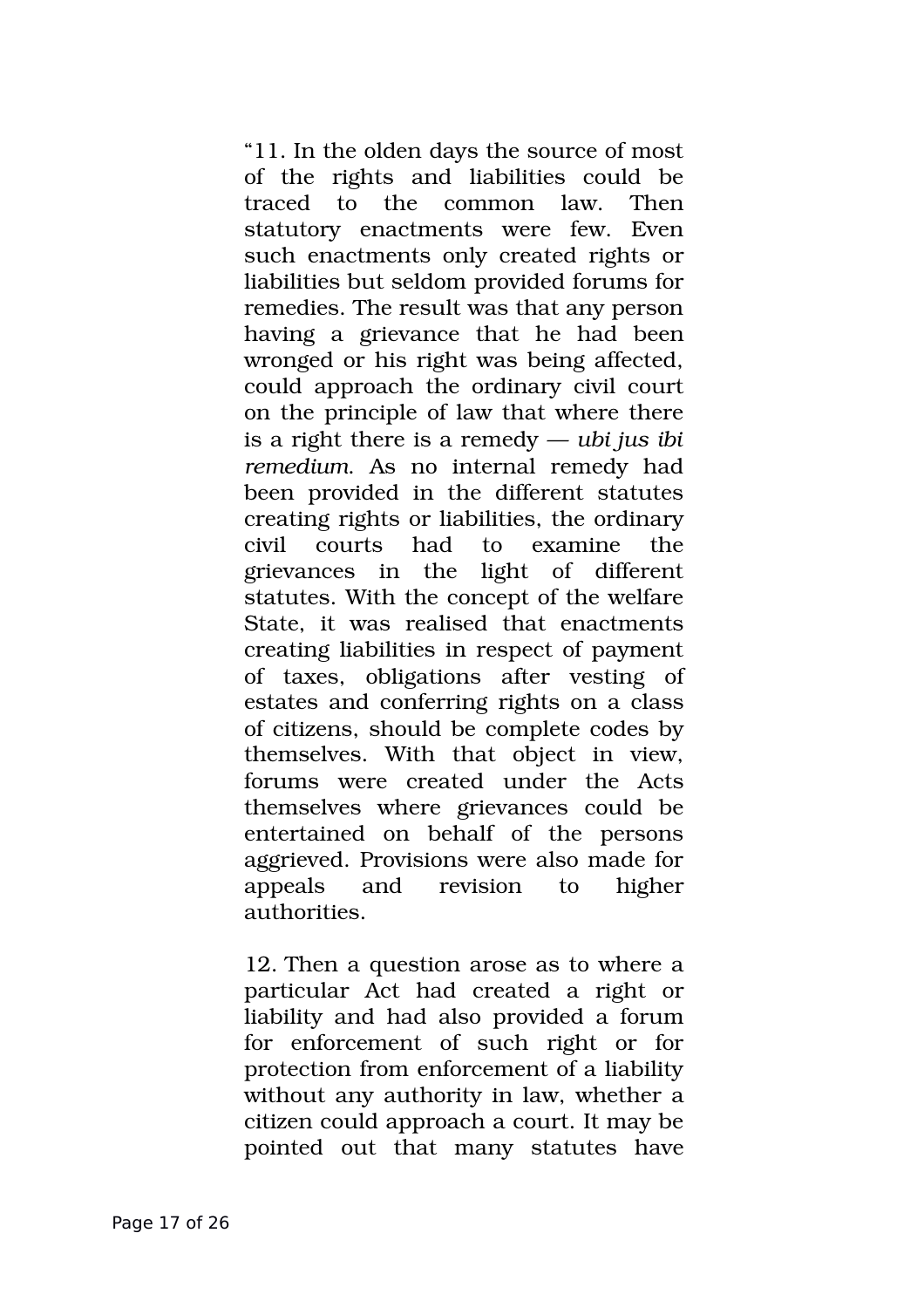"11. In the olden days the source of most of the rights and liabilities could be traced to the common law. Then statutory enactments were few. Even such enactments only created rights or liabilities but seldom provided forums for remedies. The result was that any person having a grievance that he had been wronged or his right was being affected, could approach the ordinary civil court on the principle of law that where there is a right there is a remedy — *ubi jus ibi remedium*. As no internal remedy had been provided in the different statutes creating rights or liabilities, the ordinary civil courts had to examine the grievances in the light of different statutes. With the concept of the welfare State, it was realised that enactments creating liabilities in respect of payment of taxes, obligations after vesting of estates and conferring rights on a class of citizens, should be complete codes by themselves. With that object in view, forums were created under the Acts themselves where grievances could be entertained on behalf of the persons aggrieved. Provisions were also made for appeals and revision to higher authorities.

12. Then a question arose as to where a particular Act had created a right or liability and had also provided a forum for enforcement of such right or for protection from enforcement of a liability without any authority in law, whether a citizen could approach a court. It may be pointed out that many statutes have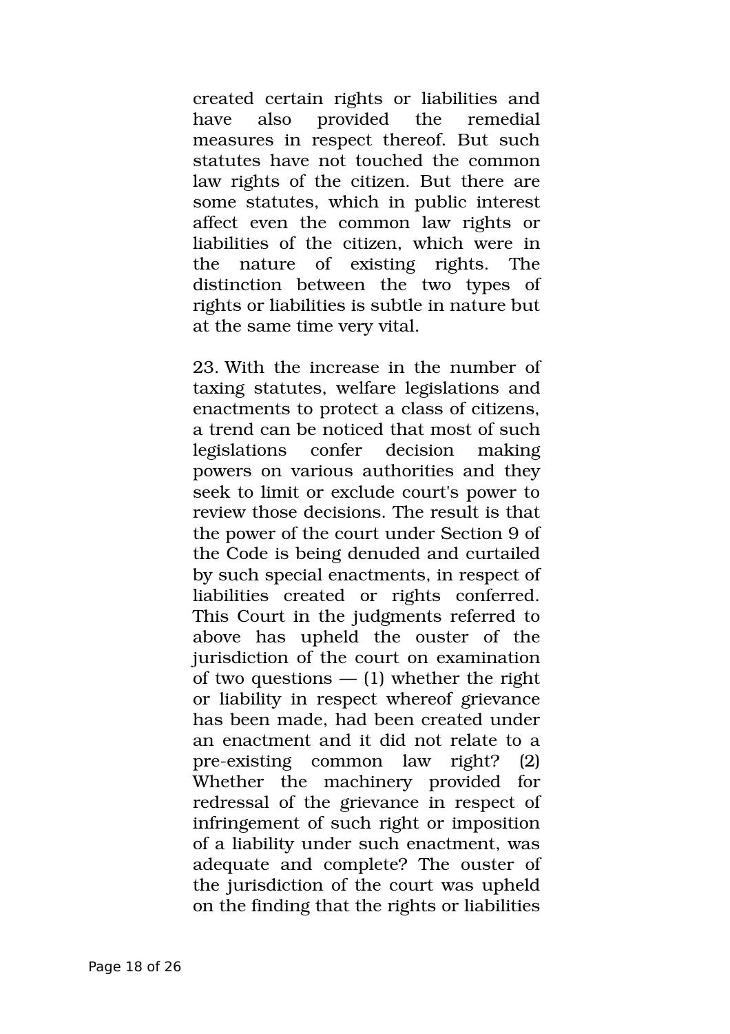created certain rights or liabilities and have also provided the remedial measures in respect thereof. But such statutes have not touched the common law rights of the citizen. But there are some statutes, which in public interest affect even the common law rights or liabilities of the citizen, which were in the nature of existing rights. The distinction between the two types of rights or liabilities is subtle in nature but at the same time very vital.

23. With the increase in the number of taxing statutes, welfare legislations and enactments to protect a class of citizens, a trend can be noticed that most of such legislations confer decision making powers on various authorities and they seek to limit or exclude court's power to review those decisions. The result is that the power of the court under Section 9 of the Code is being denuded and curtailed by such special enactments, in respect of liabilities created or rights conferred. This Court in the judgments referred to above has upheld the ouster of the jurisdiction of the court on examination of two questions — (1) whether the right or liability in respect whereof grievance has been made, had been created under an enactment and it did not relate to a pre-existing common law right? (2) Whether the machinery provided for redressal of the grievance in respect of infringement of such right or imposition of a liability under such enactment, was adequate and complete? The ouster of the jurisdiction of the court was upheld on the finding that the rights or liabilities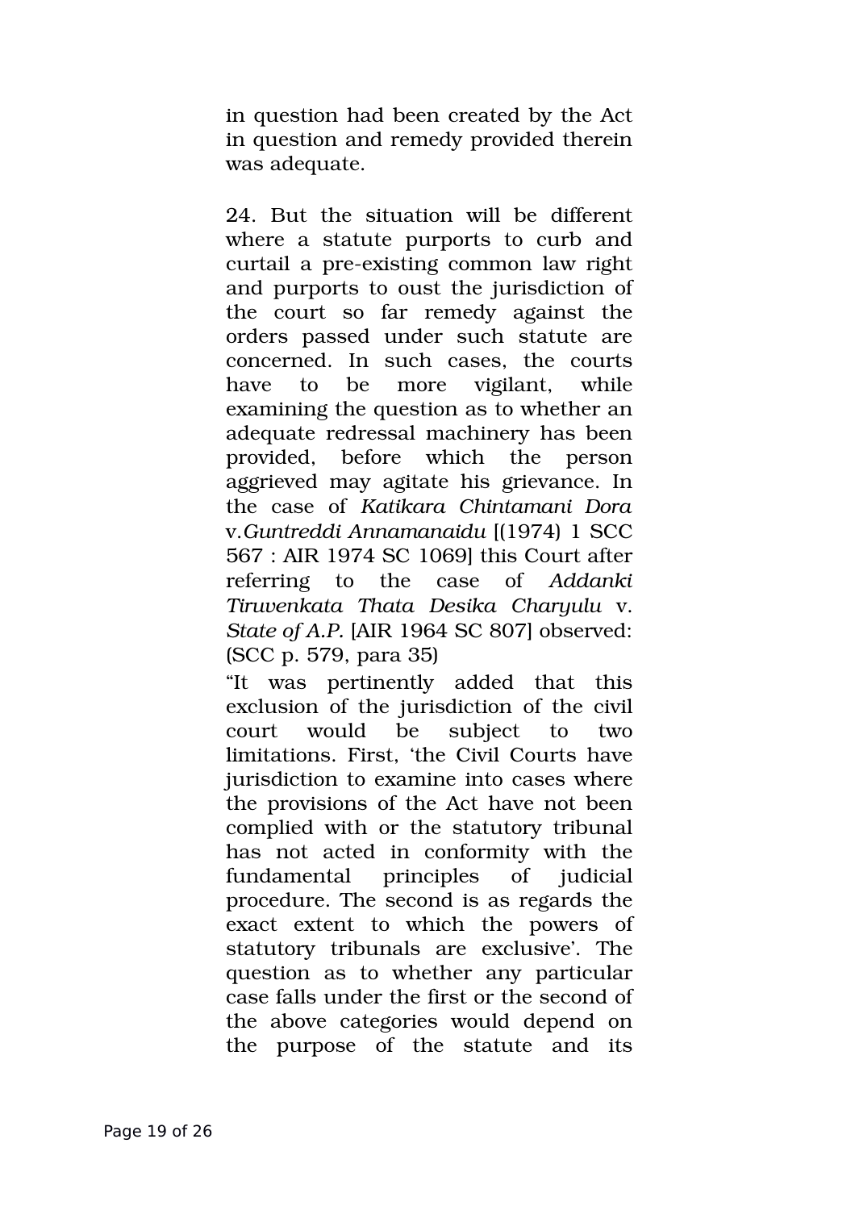in question had been created by the Act in question and remedy provided therein was adequate.

24. But the situation will be different where a statute purports to curb and curtail a pre-existing common law right and purports to oust the jurisdiction of the court so far remedy against the orders passed under such statute are concerned. In such cases, the courts have to be more vigilant, while examining the question as to whether an adequate redressal machinery has been provided, before which the person aggrieved may agitate his grievance. In the case of *Katikara Chintamani Dora* v.*Guntreddi Annamanaidu* [(1974) 1 SCC 567 : AIR 1974 SC 1069] this Court after referring to the case of *Addanki Tiruvenkata Thata Desika Charyulu* v. *State of A.P.* [AIR 1964 SC 807] observed: (SCC p. 579, para 35)

"It was pertinently added that this exclusion of the jurisdiction of the civil court would be subject to two limitations. First, 'the Civil Courts have jurisdiction to examine into cases where the provisions of the Act have not been complied with or the statutory tribunal has not acted in conformity with the fundamental principles of judicial procedure. The second is as regards the exact extent to which the powers of statutory tribunals are exclusive'. The question as to whether any particular case falls under the first or the second of the above categories would depend on the purpose of the statute and its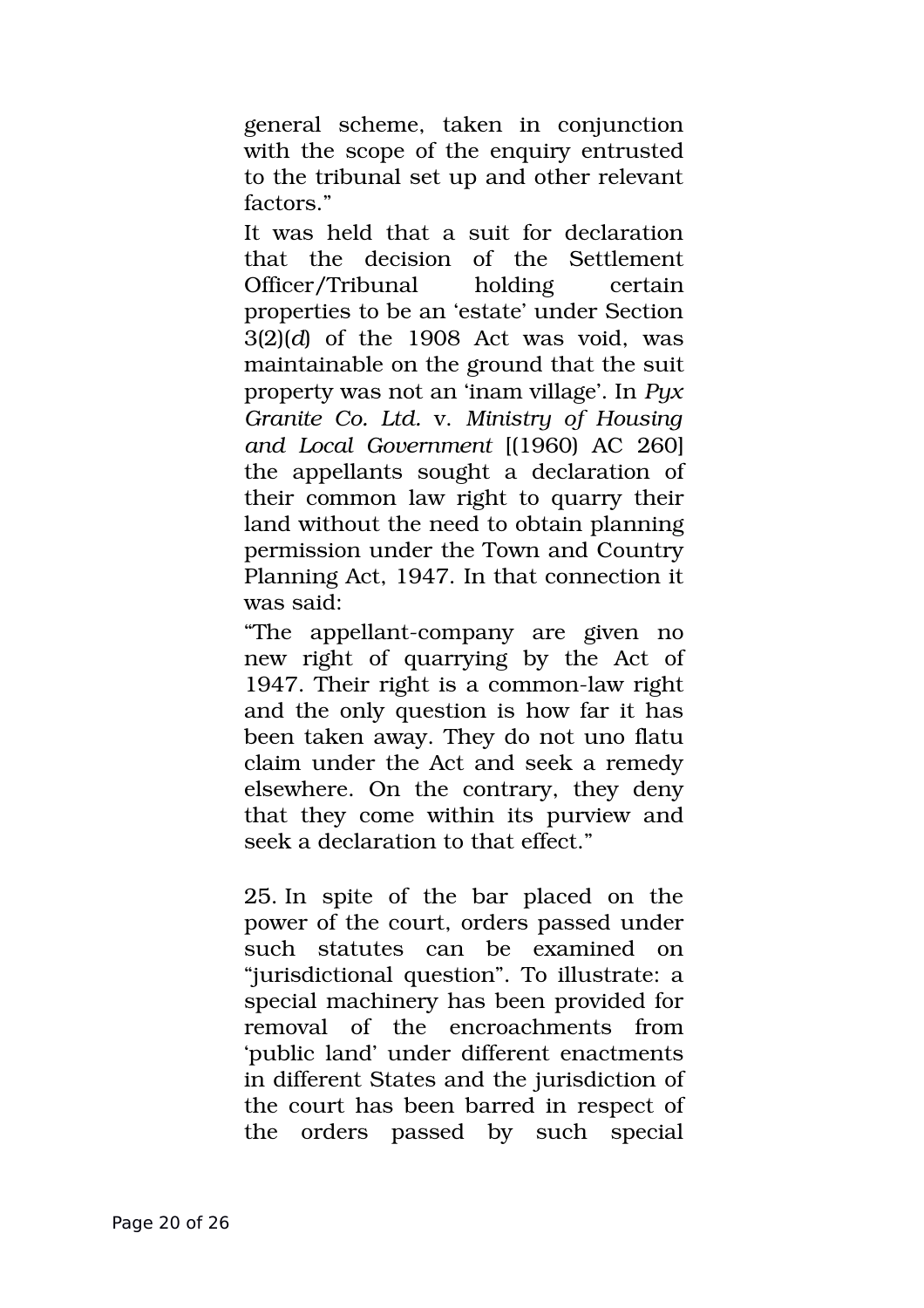general scheme, taken in conjunction with the scope of the enquiry entrusted to the tribunal set up and other relevant factors."

It was held that a suit for declaration that the decision of the Settlement Officer/Tribunal holding certain properties to be an 'estate' under Section 3(2)(*d*) of the 1908 Act was void, was maintainable on the ground that the suit property was not an 'inam village'. In *Pyx Granite Co. Ltd.* v. *Ministry of Housing and Local Government* [(1960) AC 260] the appellants sought a declaration of their common law right to quarry their land without the need to obtain planning permission under the Town and Country Planning Act, 1947. In that connection it was said:

"The appellant-company are given no new right of quarrying by the Act of 1947. Their right is a common-law right and the only question is how far it has been taken away. They do not uno flatu claim under the Act and seek a remedy elsewhere. On the contrary, they deny that they come within its purview and seek a declaration to that effect."

25. In spite of the bar placed on the power of the court, orders passed under such statutes can be examined on "jurisdictional question". To illustrate: a special machinery has been provided for removal of the encroachments from 'public land' under different enactments in different States and the jurisdiction of the court has been barred in respect of the orders passed by such special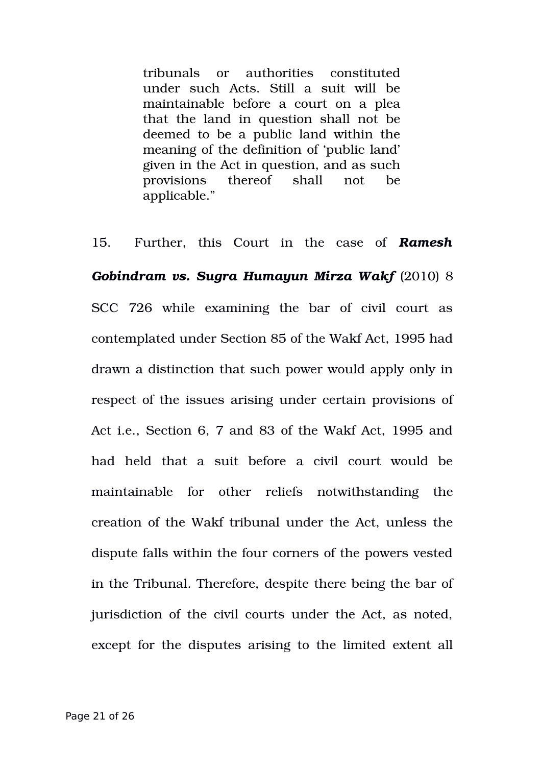> tribunals or authorities constituted under such Acts. Still a suit will be maintainable before a court on a plea that the land in question shall not be deemed to be a public land within the meaning of the definition of 'public land' given in the Act in question, and as such provisions thereof shall not be applicable."

15. Further, this Court in the case of ***Ramesh Gobindram vs. Sugra Humayun Mirza Wakf*** (2010) 8 SCC 726 while examining the bar of civil court as contemplated under Section 85 of the Wakf Act, 1995 had drawn a distinction that such power would apply only in respect of the issues arising under certain provisions of Act i.e., Section 6, 7 and 83 of the Wakf Act, 1995 and had held that a suit before a civil court would be maintainable for other reliefs notwithstanding the creation of the Wakf tribunal under the Act, unless the dispute falls within the four corners of the powers vested in the Tribunal. Therefore, despite there being the bar of jurisdiction of the civil courts under the Act, as noted, except for the disputes arising to the limited extent all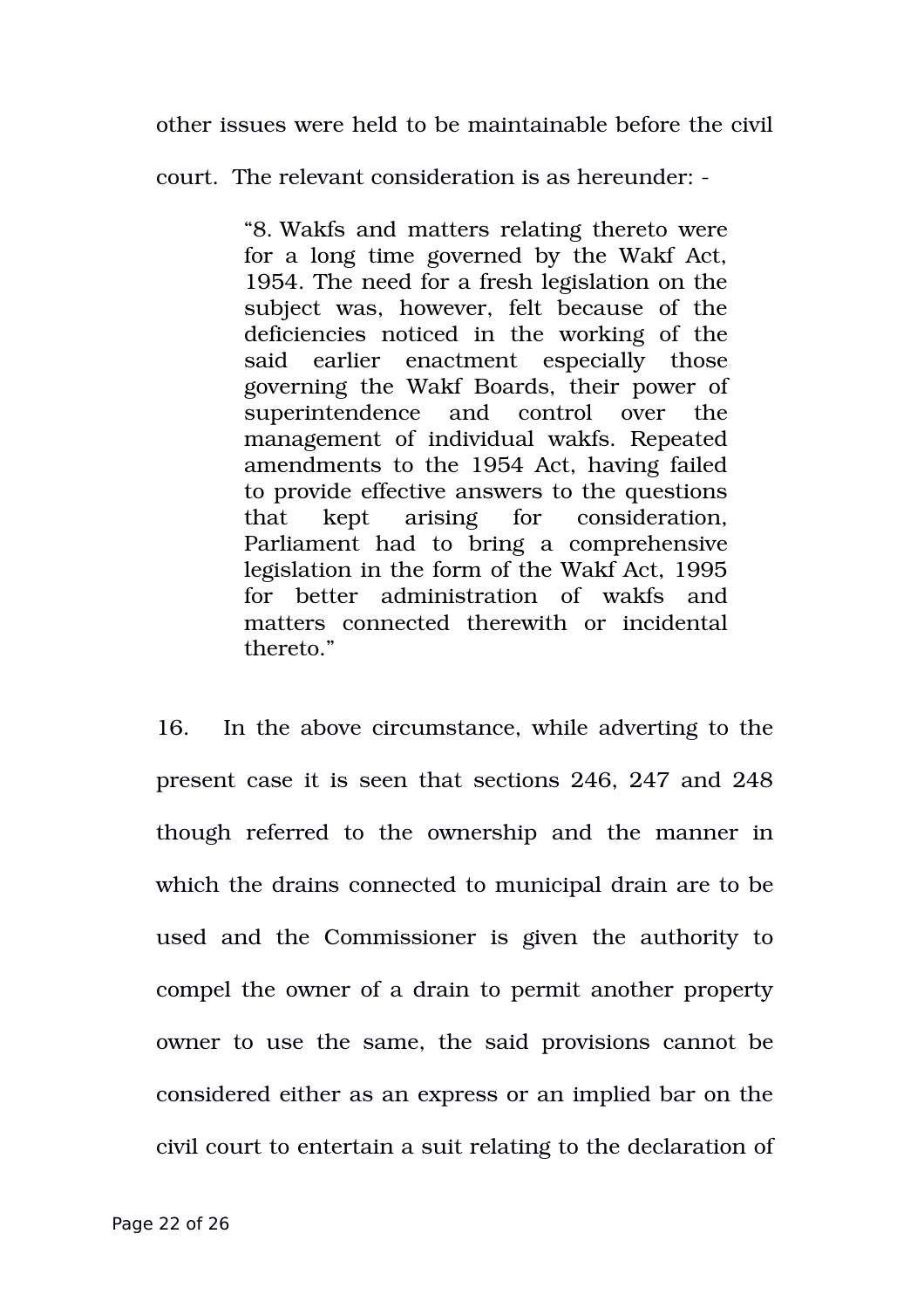other issues were held to be maintainable before the civil court. The relevant consideration is as hereunder: -

> "8. Wakfs and matters relating thereto were for a long time governed by the Wakf Act, 1954. The need for a fresh legislation on the subject was, however, felt because of the deficiencies noticed in the working of the said earlier enactment especially those governing the Wakf Boards, their power of superintendence and control over the management of individual wakfs. Repeated amendments to the 1954 Act, having failed to provide effective answers to the questions that kept arising for consideration, Parliament had to bring a comprehensive legislation in the form of the Wakf Act, 1995 for better administration of wakfs and matters connected therewith or incidental thereto."

16. In the above circumstance, while adverting to the present case it is seen that sections 246, 247 and 248 though referred to the ownership and the manner in which the drains connected to municipal drain are to be used and the Commissioner is given the authority to compel the owner of a drain to permit another property owner to use the same, the said provisions cannot be considered either as an express or an implied bar on the civil court to entertain a suit relating to the declaration of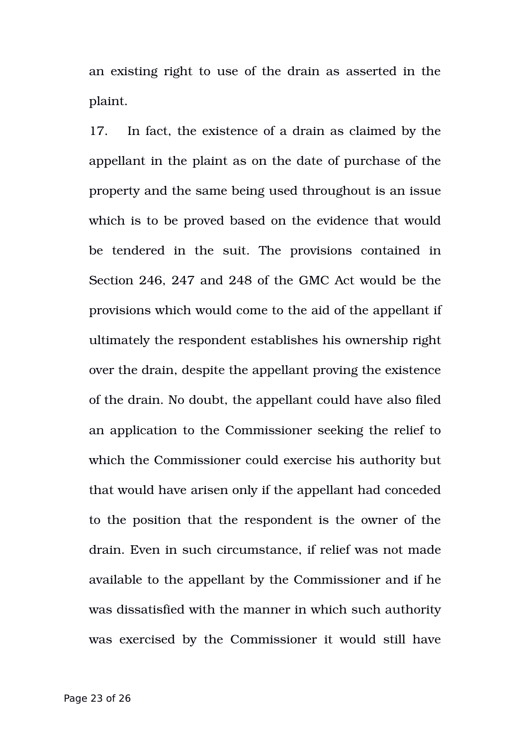an existing right to use of the drain as asserted in the plaint.

17. In fact, the existence of a drain as claimed by the appellant in the plaint as on the date of purchase of the property and the same being used throughout is an issue which is to be proved based on the evidence that would be tendered in the suit. The provisions contained in Section 246, 247 and 248 of the GMC Act would be the provisions which would come to the aid of the appellant if ultimately the respondent establishes his ownership right over the drain, despite the appellant proving the existence of the drain. No doubt, the appellant could have also filed an application to the Commissioner seeking the relief to which the Commissioner could exercise his authority but that would have arisen only if the appellant had conceded to the position that the respondent is the owner of the drain. Even in such circumstance, if relief was not made available to the appellant by the Commissioner and if he was dissatisfied with the manner in which such authority was exercised by the Commissioner it would still have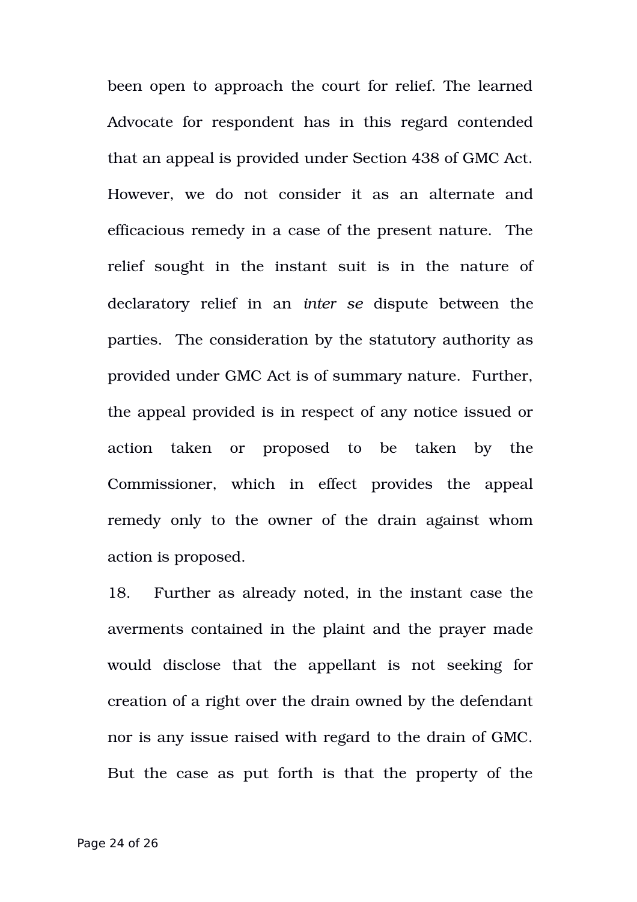been open to approach the court for relief. The learned Advocate for respondent has in this regard contended that an appeal is provided under Section 438 of GMC Act. However, we do not consider it as an alternate and efficacious remedy in a case of the present nature. The relief sought in the instant suit is in the nature of declaratory relief in an *inter se* dispute between the parties. The consideration by the statutory authority as provided under GMC Act is of summary nature. Further, the appeal provided is in respect of any notice issued or action taken or proposed to be taken by the Commissioner, which in effect provides the appeal remedy only to the owner of the drain against whom action is proposed.

18. Further as already noted, in the instant case the averments contained in the plaint and the prayer made would disclose that the appellant is not seeking for creation of a right over the drain owned by the defendant nor is any issue raised with regard to the drain of GMC. But the case as put forth is that the property of the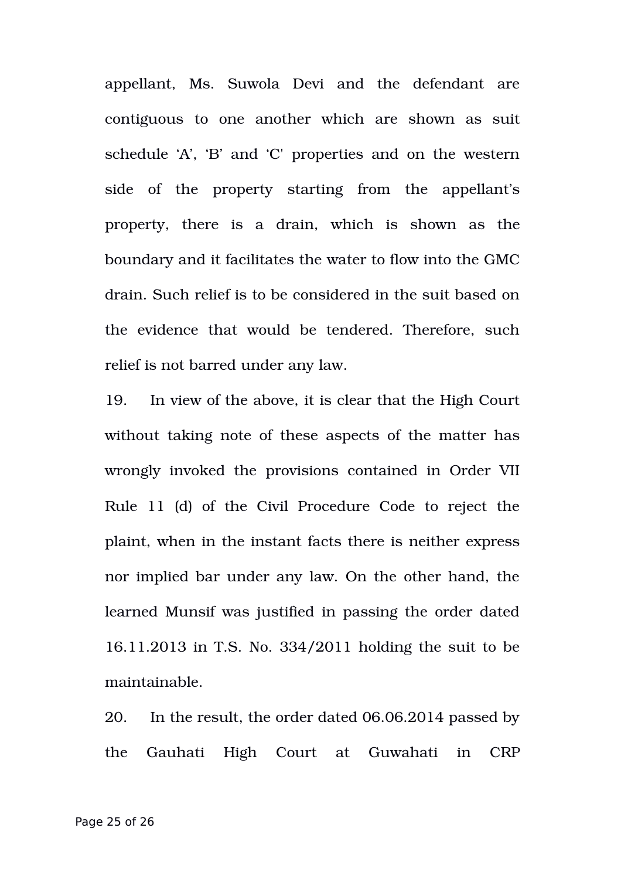appellant, Ms. Suwola Devi and the defendant are contiguous to one another which are shown as suit schedule 'A', 'B' and 'C' properties and on the western side of the property starting from the appellant's property, there is a drain, which is shown as the boundary and it facilitates the water to flow into the GMC drain. Such relief is to be considered in the suit based on the evidence that would be tendered. Therefore, such relief is not barred under any law.

19. In view of the above, it is clear that the High Court without taking note of these aspects of the matter has wrongly invoked the provisions contained in Order VII Rule 11 (d) of the Civil Procedure Code to reject the plaint, when in the instant facts there is neither express nor implied bar under any law. On the other hand, the learned Munsif was justified in passing the order dated 16.11.2013 in T.S. No. 334/2011 holding the suit to be maintainable.

20. In the result, the order dated 06.06.2014 passed by the Gauhati High Court at Guwahati in CRP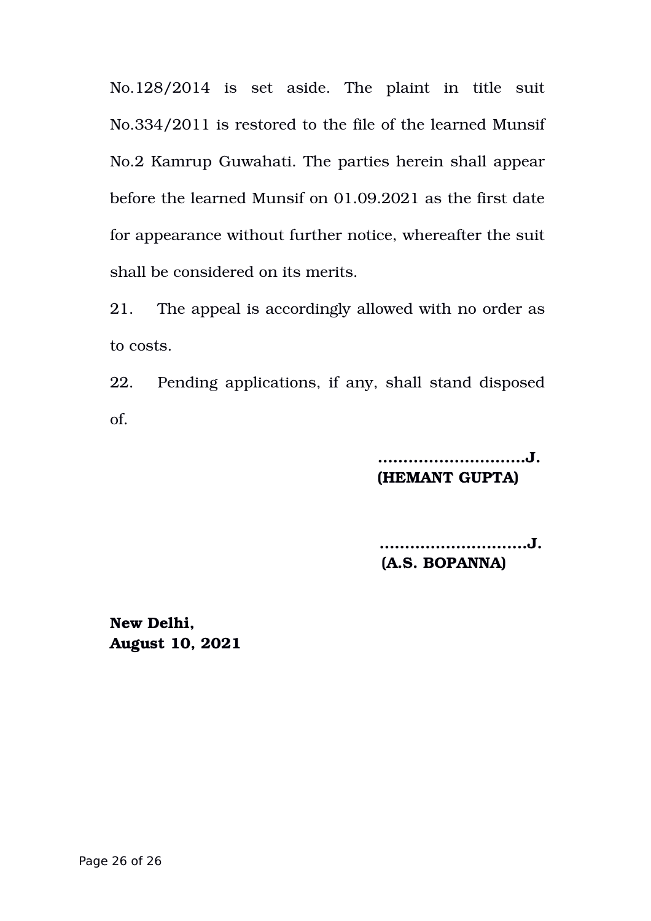No.128/2014 is set aside. The plaint in title suit No.334/2011 is restored to the file of the learned Munsif No.2 Kamrup Guwahati. The parties herein shall appear before the learned Munsif on 01.09.2021 as the first date for appearance without further notice, whereafter the suit shall be considered on its merits.

21. The appeal is accordingly allowed with no order as to costs.

22. Pending applications, if any, shall stand disposed of.

**………………………..J.**
**(HEMANT GUPTA)**

**………………………..J.**
**(A.S. BOPANNA)**

**New Delhi,**
**August 10, 2021**